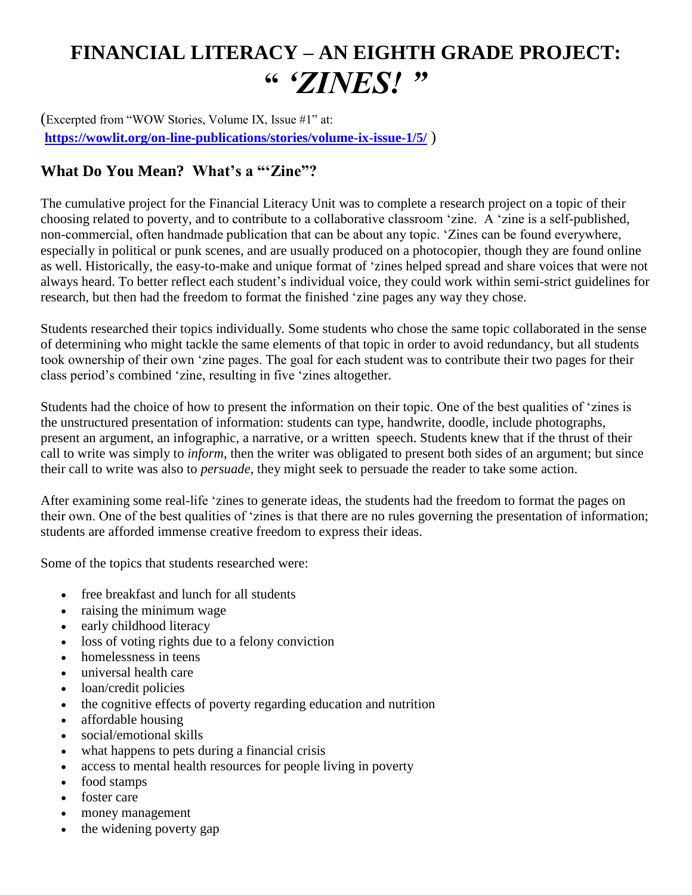# FINANCIAL LITERACY – AN EIGHTH GRADE PROJECT: *" 'ZINES! "*

(Excerpted from "WOW Stories, Volume IX, Issue #1" at: **https://wowlit.org/on-line-publications/stories/volume-ix-issue-1/5/** )

## What Do You Mean? What's a "'Zine"?

The cumulative project for the Financial Literacy Unit was to complete a research project on a topic of their choosing related to poverty, and to contribute to a collaborative classroom 'zine. A 'zine is a self-published, non-commercial, often handmade publication that can be about any topic. 'Zines can be found everywhere, especially in political or punk scenes, and are usually produced on a photocopier, though they are found online as well. Historically, the easy-to-make and unique format of 'zines helped spread and share voices that were not always heard. To better reflect each student's individual voice, they could work within semi-strict guidelines for research, but then had the freedom to format the finished 'zine pages any way they chose.

Students researched their topics individually. Some students who chose the same topic collaborated in the sense of determining who might tackle the same elements of that topic in order to avoid redundancy, but all students took ownership of their own 'zine pages. The goal for each student was to contribute their two pages for their class period's combined 'zine, resulting in five 'zines altogether.

Students had the choice of how to present the information on their topic. One of the best qualities of 'zines is the unstructured presentation of information: students can type, handwrite, doodle, include photographs, present an argument, an infographic, a narrative, or a written speech. Students knew that if the thrust of their call to write was simply to *inform*, then the writer was obligated to present both sides of an argument; but since their call to write was also to *persuade*, they might seek to persuade the reader to take some action.

After examining some real-life 'zines to generate ideas, the students had the freedom to format the pages on their own. One of the best qualities of 'zines is that there are no rules governing the presentation of information; students are afforded immense creative freedom to express their ideas.

Some of the topics that students researched were:

- free breakfast and lunch for all students
- raising the minimum wage
- early childhood literacy
- loss of voting rights due to a felony conviction
- homelessness in teens
- universal health care
- loan/credit policies
- the cognitive effects of poverty regarding education and nutrition
- affordable housing
- social/emotional skills
- what happens to pets during a financial crisis
- access to mental health resources for people living in poverty
- food stamps
- foster care
- money management
- the widening poverty gap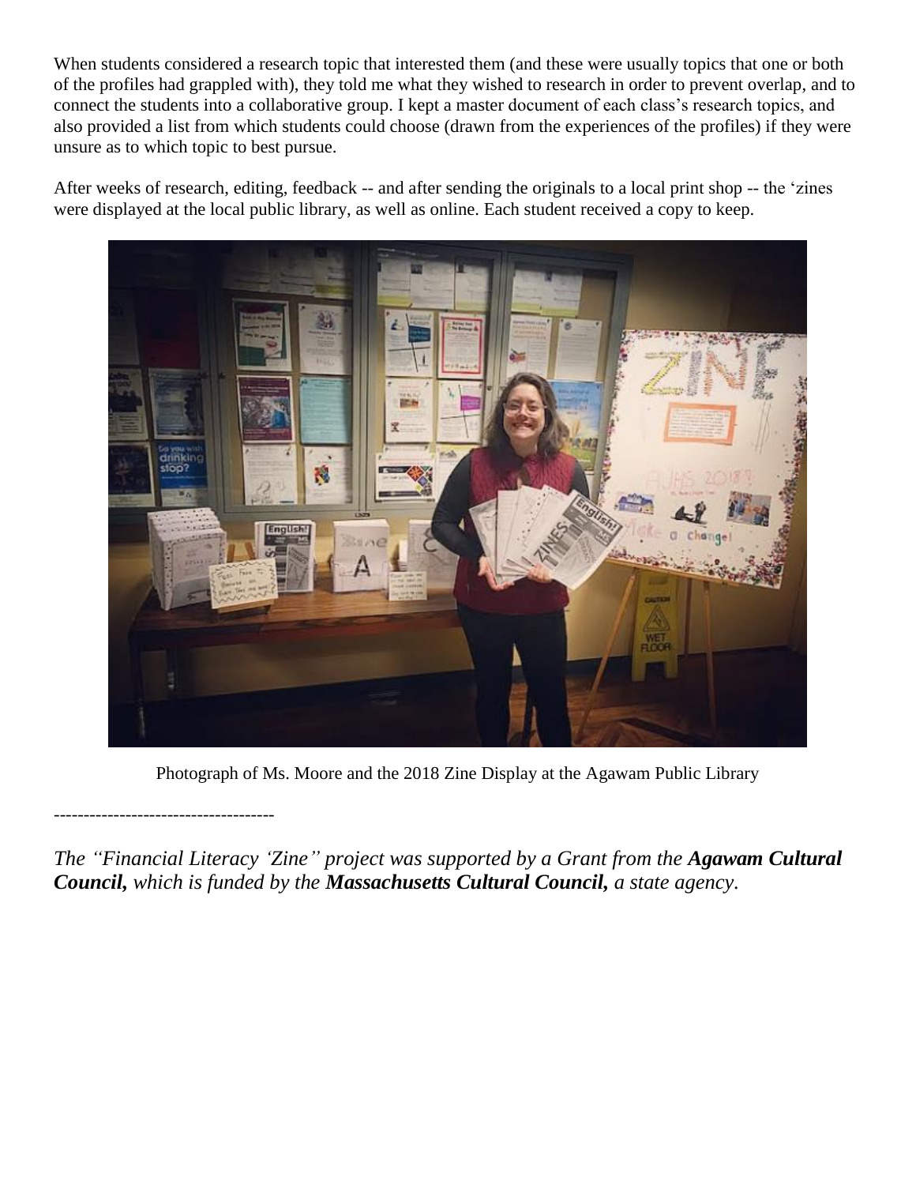When students considered a research topic that interested them (and these were usually topics that one or both of the profiles had grappled with), they told me what they wished to research in order to prevent overlap, and to connect the students into a collaborative group. I kept a master document of each class's research topics, and also provided a list from which students could choose (drawn from the experiences of the profiles) if they were unsure as to which topic to best pursue.

After weeks of research, editing, feedback -- and after sending the originals to a local print shop -- the 'zines were displayed at the local public library, as well as online. Each student received a copy to keep.

Photograph of Ms. Moore and the 2018 Zine Display at the Agawam Public Library

-------------------------------------

*The "Financial Literacy 'Zine" project was supported by a Grant from the* ***Agawam Cultural Council,*** *which is funded by the* ***Massachusetts Cultural Council,*** *a state agency.*